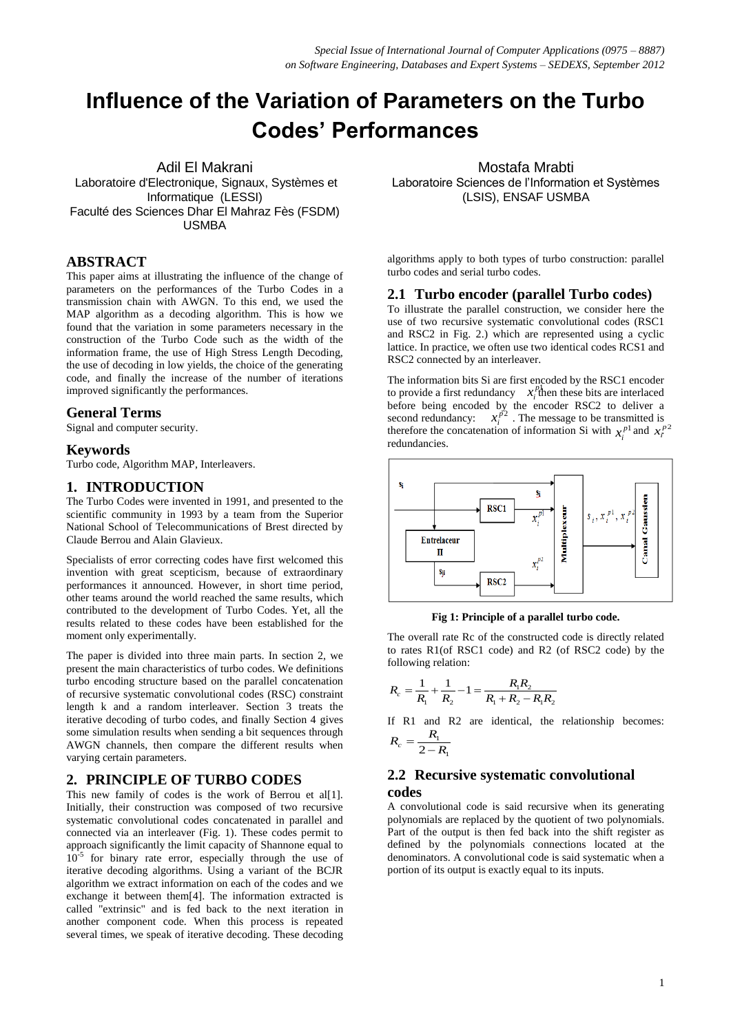# Influence of the Variation of Parameters on the Turbo Codes' Performances

Adil El Makrani
Laboratoire d'Electronique, Signaux, Systèmes et Informatique (LESSI)
Faculté des Sciences Dhar El Mahraz Fès (FSDM) USMBA

Mostafa Mrabti
Laboratoire Sciences de l'Information et Systèmes (LSIS), ENSAF USMBA

## ABSTRACT

This paper aims at illustrating the influence of the change of parameters on the performances of the Turbo Codes in a transmission chain with AWGN. To this end, we used the MAP algorithm as a decoding algorithm. This is how we found that the variation in some parameters necessary in the construction of the Turbo Code such as the width of the information frame, the use of High Stress Length Decoding, the use of decoding in low yields, the choice of the generating code, and finally the increase of the number of iterations improved significantly the performances.

## General Terms

Signal and computer security.

## Keywords

Turbo code, Algorithm MAP, Interleavers.

## 1. INTRODUCTION

The Turbo Codes were invented in 1991, and presented to the scientific community in 1993 by a team from the Superior National School of Telecommunications of Brest directed by Claude Berrou and Alain Glavieux.

Specialists of error correcting codes have first welcomed this invention with great scepticism, because of extraordinary performances it announced. However, in short time period, other teams around the world reached the same results, which contributed to the development of Turbo Codes. Yet, all the results related to these codes have been established for the moment only experimentally.

The paper is divided into three main parts. In section 2, we present the main characteristics of turbo codes. We definitions turbo encoding structure based on the parallel concatenation of recursive systematic convolutional codes (RSC) constraint length k and a random interleaver. Section 3 treats the iterative decoding of turbo codes, and finally Section 4 gives some simulation results when sending a bit sequences through AWGN channels, then compare the different results when varying certain parameters.

## 2. PRINCIPLE OF TURBO CODES

This new family of codes is the work of Berrou et al[1]. Initially, their construction was composed of two recursive systematic convolutional codes concatenated in parallel and connected via an interleaver (Fig. 1). These codes permit to approach significantly the limit capacity of Shannone equal to $10^{-5}$ for binary rate error, especially through the use of iterative decoding algorithms. Using a variant of the BCJR algorithm we extract information on each of the codes and we exchange it between them[4]. The information extracted is called "extrinsic" and is fed back to the next iteration in another component code. When this process is repeated several times, we speak of iterative decoding. These decoding algorithms apply to both types of turbo construction: parallel turbo codes and serial turbo codes.

### 2.1 Turbo encoder (parallel Turbo codes)

To illustrate the parallel construction, we consider here the use of two recursive systematic convolutional codes (RSC1 and RSC2 in Fig. 2.) which are represented using a cyclic lattice. In practice, we often use two identical codes RCS1 and RSC2 connected by an interleaver.

The information bits Si are first encoded by the RSC1 encoder to provide a first redundancy $x_i^{p1}$ then these bits are interlaced before being encoded by the encoder RSC2 to deliver a second redundancy: $x_i^{p2}$. The message to be transmitted is therefore the concatenation of information Si with $x_i^{p1}$ and $x_t^{p2}$ redundancies.

Fig 1: Principle of a parallel turbo code.

The overall rate Rc of the constructed code is directly related to rates R1(of RSC1 code) and R2 (of RSC2 code) by the following relation:

$$R_c = \frac{1}{R_1} + \frac{1}{R_2} - 1 = \frac{R_1 R_2}{R_1 + R_2 - R_1 R_2}$$

If R1 and R2 are identical, the relationship becomes: $R_c = \dfrac{R_1}{2 - R_1}$

### 2.2 Recursive systematic convolutional codes

A convolutional code is said recursive when its generating polynomials are replaced by the quotient of two polynomials. Part of the output is then fed back into the shift register as defined by the polynomials connections located at the denominators. A convolutional code is said systematic when a portion of its output is exactly equal to its inputs.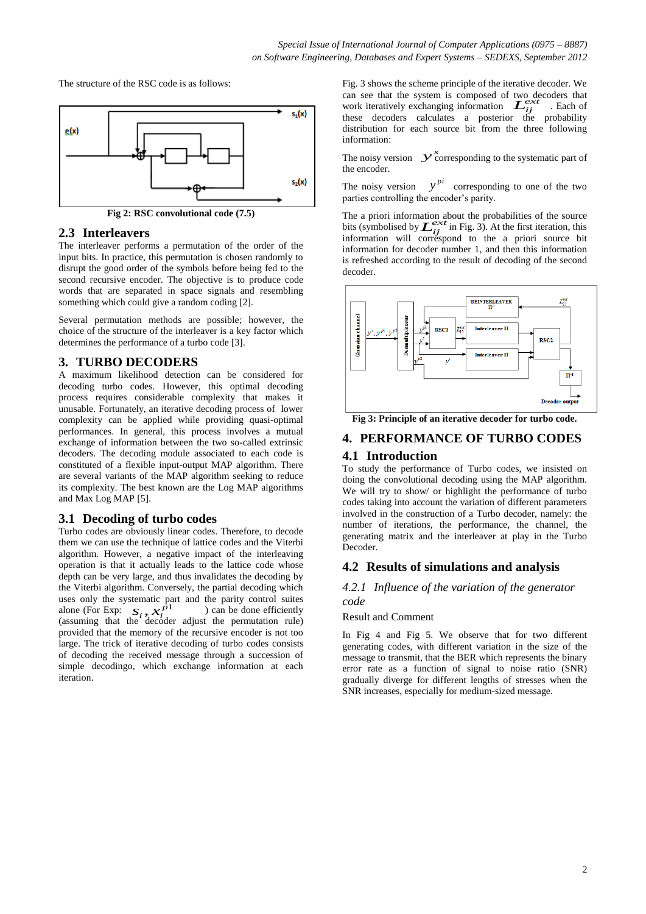The structure of the RSC code is as follows:

Fig 2: RSC convolutional code (7.5)

## 2.3 Interleavers

The interleaver performs a permutation of the order of the input bits. In practice, this permutation is chosen randomly to disrupt the good order of the symbols before being fed to the second recursive encoder. The objective is to produce code words that are separated in space signals and resembling something which could give a random coding [2].

Several permutation methods are possible; however, the choice of the structure of the interleaver is a key factor which determines the performance of a turbo code [3].

# 3. TURBO DECODERS

A maximum likelihood detection can be considered for decoding turbo codes. However, this optimal decoding process requires considerable complexity that makes it unusable. Fortunately, an iterative decoding process of lower complexity can be applied while providing quasi-optimal performances. In general, this process involves a mutual exchange of information between the two so-called extrinsic decoders. The decoding module associated to each code is constituted of a flexible input-output MAP algorithm. There are several variants of the MAP algorithm seeking to reduce its complexity. The best known are the Log MAP algorithms and Max Log MAP [5].

## 3.1 Decoding of turbo codes

Turbo codes are obviously linear codes. Therefore, to decode them we can use the technique of lattice codes and the Viterbi algorithm. However, a negative impact of the interleaving operation is that it actually leads to the lattice code whose depth can be very large, and thus invalidates the decoding by the Viterbi algorithm. Conversely, the partial decoding which uses only the systematic part and the parity control suites alone (For Exp: $s_i, x_i^{p1}$ ) can be done efficiently (assuming that the decoder adjust the permutation rule) provided that the memory of the recursive encoder is not too large. The trick of iterative decoding of turbo codes consists of decoding the received message through a succession of simple decodingo, which exchange information at each iteration.

Fig. 3 shows the scheme principle of the iterative decoder. We can see that the system is composed of two decoders that work iteratively exchanging information $L_{ij}^{ext}$ . Each of these decoders calculates a posterior the probability distribution for each source bit from the three following information:

The noisy version $y^s$ corresponding to the systematic part of the encoder.

The noisy version $y^{pi}$ corresponding to one of the two parties controlling the encoder's parity.

The a priori information about the probabilities of the source bits (symbolised by $L_{ij}^{ext}$ in Fig. 3). At the first iteration, this information will correspond to the a priori source bit information for decoder number 1, and then this information is refreshed according to the result of decoding of the second decoder.

Fig 3: Principle of an iterative decoder for turbo code.

# 4. PERFORMANCE OF TURBO CODES

## 4.1 Introduction

To study the performance of Turbo codes, we insisted on doing the convolutional decoding using the MAP algorithm. We will try to show/ or highlight the performance of turbo codes taking into account the variation of different parameters involved in the construction of a Turbo decoder, namely: the number of iterations, the performance, the channel, the generating matrix and the interleaver at play in the Turbo Decoder.

## 4.2 Results of simulations and analysis

### *4.2.1 Influence of the variation of the generator code*

Result and Comment

In Fig 4 and Fig 5. We observe that for two different generating codes, with different variation in the size of the message to transmit, that the BER which represents the binary error rate as a function of signal to noise ratio (SNR) gradually diverge for different lengths of stresses when the SNR increases, especially for medium-sized message.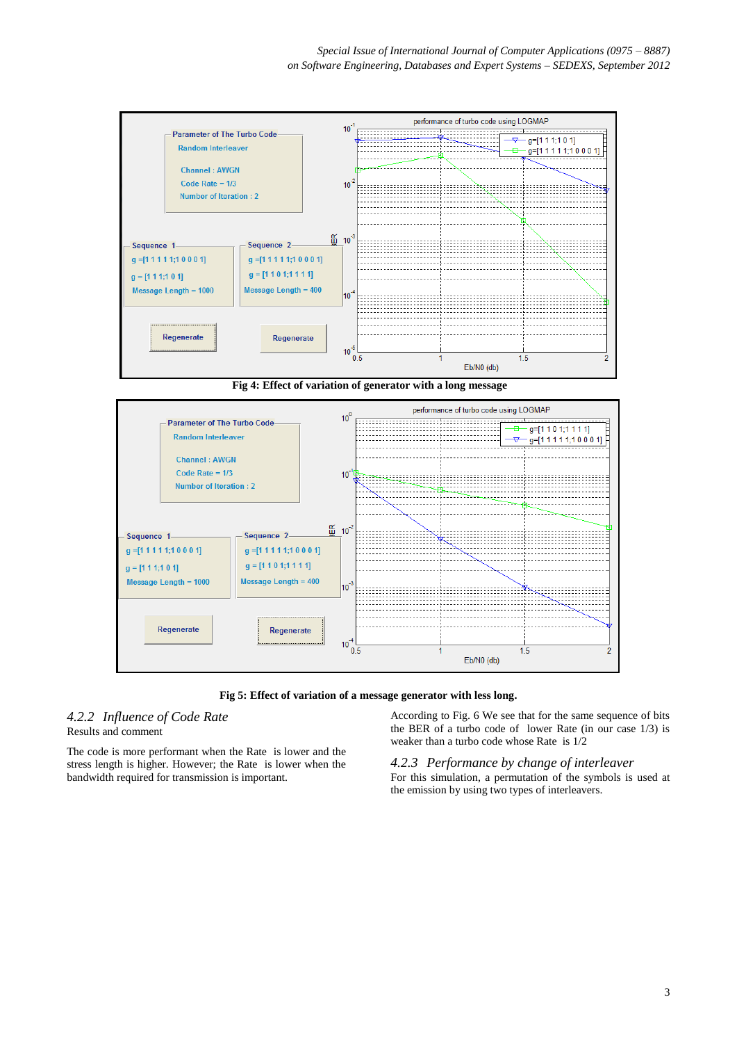**Fig 4: Effect of variation of generator with a long message**

**Fig 5: Effect of variation of a message generator with less long.**

### *4.2.2 Influence of Code Rate*

Results and comment

The code is more performant when the Rate is lower and the stress length is higher. However; the Rate is lower when the bandwidth required for transmission is important.

According to Fig. 6 We see that for the same sequence of bits the BER of a turbo code of lower Rate (in our case 1/3) is weaker than a turbo code whose Rate is 1/2

### *4.2.3 Performance by change of interleaver*

For this simulation, a permutation of the symbols is used at the emission by using two types of interleavers.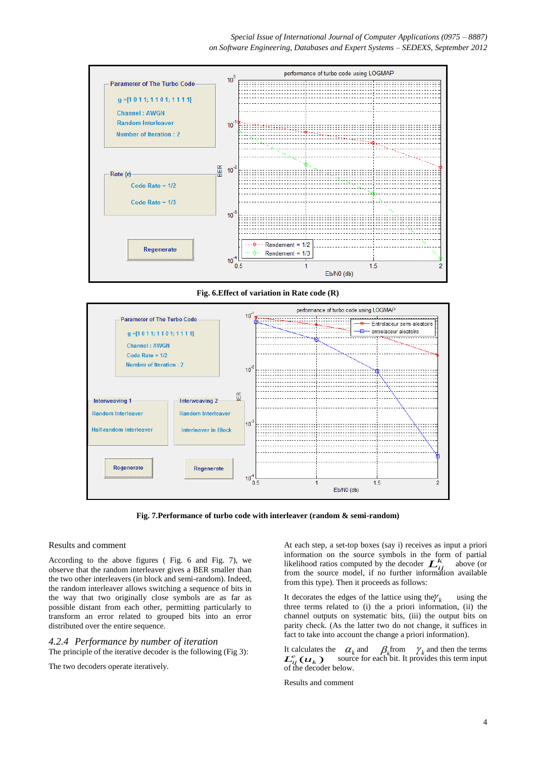Fig. 6.Effect of variation in Rate code (R)

Fig. 7.Performance of turbo code with interleaver (random & semi-random)

Results and comment

According to the above figures ( Fig. 6 and Fig. 7), we observe that the random interleaver gives a BER smaller than the two other interleavers (in block and semi-random). Indeed, the random interleaver allows switching a sequence of bits in the way that two originally close symbols are as far as possible distant from each other, permitting particularly to transform an error related to grouped bits into an error distributed over the entire sequence.

### 4.2.4 *Performance by number of iteration*

The principle of the iterative decoder is the following (Fig 3):

The two decoders operate iteratively.

At each step, a set-top boxes (say i) receives as input a priori information on the source symbols in the form of partial likelihood ratios computed by the decoder $L_{ij}^{k}$ above (or from the source model, if no further information available from this type). Then it proceeds as follows:

It decorates the edges of the lattice using the $\gamma_k$ using the three terms related to (i) the a priori information, (ii) the channel outputs on systematic bits, (iii) the output bits on parity check. (As the latter two do not change, it suffices in fact to take into account the change a priori information).

It calculates the $\alpha_k$ and $\beta_k$ from $\gamma_k$ and then the terms $L_{ij}^{e}(u_k)$ source for each bit. It provides this term input of the decoder below.

Results and comment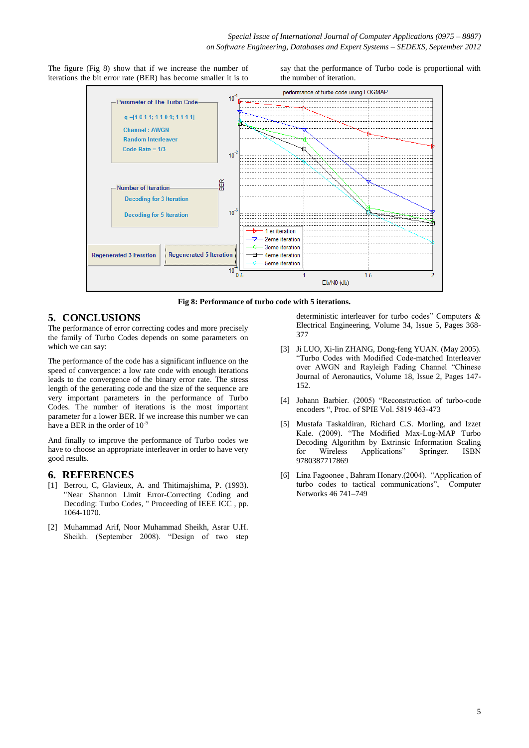The figure (Fig 8) show that if we increase the number of iterations the bit error rate (BER) has become smaller it is to say that the performance of Turbo code is proportional with the number of iteration.

performance of turbo code using LOGMAP

Parameter of The Turbo Code

g =[1 0 1 1; 1 1 0 1; 1 1 1 1]

Channel : AWGN

Random Interleaver

Code Rate = 1/3

Number of Iteration

Decoding for 3 Iteration

Decoding for 5 Iteration

Regenerated 3 Iteration

Regenerated 5 Iteration

BER

$10^{-1}$

$10^{-2}$

$10^{-3}$

$10^{-4}$

0.5

1

1.5

2

Eb/N0 (db)

1 er iteration

2eme iteration

3eme iteration

4eme iteration

5eme iteration

**Fig 8: Performance of turbo code with 5 iterations.**

## 5. CONCLUSIONS

The performance of error correcting codes and more precisely the family of Turbo Codes depends on some parameters on which we can say:

The performance of the code has a significant influence on the speed of convergence: a low rate code with enough iterations leads to the convergence of the binary error rate. The stress length of the generating code and the size of the sequence are very important parameters in the performance of Turbo Codes. The number of iterations is the most important parameter for a lower BER. If we increase this number we can have a BER in the order of $10^{-5}$

And finally to improve the performance of Turbo codes we have to choose an appropriate interleaver in order to have very good results.

## 6. REFERENCES

[1] Berrou, C, Glavieux, A. and Thitimajshima, P. (1993). "Near Shannon Limit Error-Correcting Coding and Decoding: Turbo Codes, " Proceeding of IEEE ICC , pp. 1064-1070.

[2] Muhammad Arif, Noor Muhammad Sheikh, Asrar U.H. Sheikh. (September 2008). "Design of two step deterministic interleaver for turbo codes" Computers & Electrical Engineering, Volume 34, Issue 5, Pages 368-377

[3] Ji LUO, Xi-lin ZHANG, Dong-feng YUAN. (May 2005). "Turbo Codes with Modified Code-matched Interleaver over AWGN and Rayleigh Fading Channel "Chinese Journal of Aeronautics, Volume 18, Issue 2, Pages 147-152.

[4] Johann Barbier. (2005) "Reconstruction of turbo-code encoders ", Proc. of SPIE Vol. 5819 463-473

[5] Mustafa Taskaldiran, Richard C.S. Morling, and Izzet Kale. (2009). "The Modified Max-Log-MAP Turbo Decoding Algorithm by Extrinsic Information Scaling for Wireless Applications" Springer. ISBN 9780387717869

[6] Lina Fagoonee , Bahram Honary.(2004). "Application of turbo codes to tactical communications", Computer Networks 46 741–749